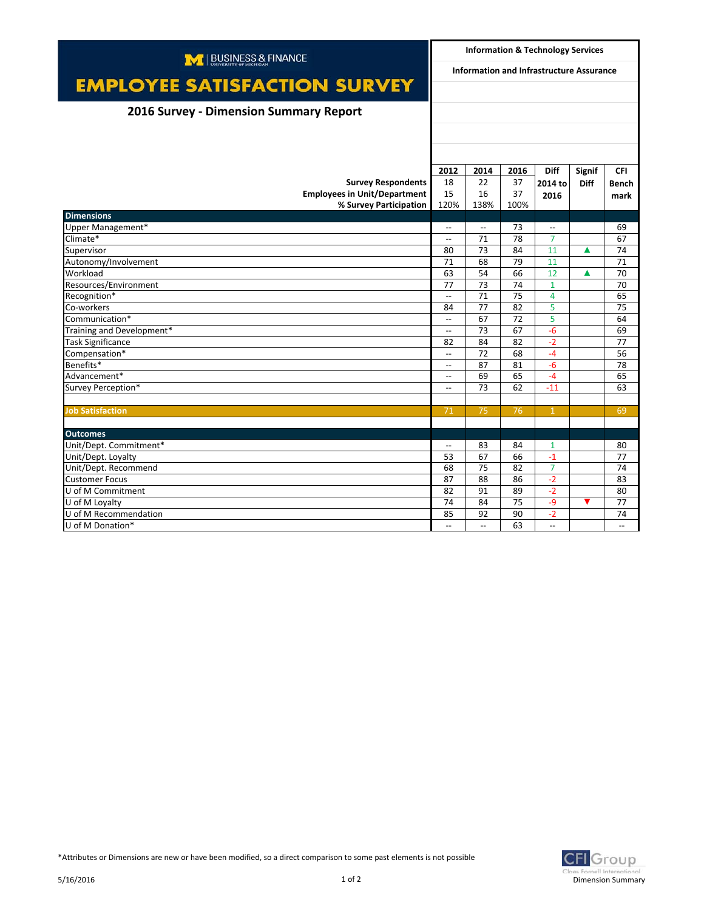BUSINESS & FINANCE
UNIVERSITY OF MICHIGAN

# EMPLOYEE SATISFACTION SURVEY

## 2016 Survey - Dimension Summary Report

**Information & Technology Services**

**Information and Infrastructure Assurance**

| | 2012 | 2014 | 2016 | Diff 2014 to 2016 | Signif Diff | CFI Benchmark |
|---|---|---|---|---|---|---|
| **Survey Respondents** | 18 | 22 | 37 | | | |
| **Employees in Unit/Department** | 15 | 16 | 37 | | | |
| **% Survey Participation** | 120% | 138% | 100% | | | |
| **Dimensions** | | | | | | |
| Upper Management* | -- | -- | 73 | -- | | 69 |
| Climate* | -- | 71 | 78 | 7 | | 67 |
| Supervisor | 80 | 73 | 84 | 11 | ▲ | 74 |
| Autonomy/Involvement | 71 | 68 | 79 | 11 | | 71 |
| Workload | 63 | 54 | 66 | 12 | ▲ | 70 |
| Resources/Environment | 77 | 73 | 74 | 1 | | 70 |
| Recognition* | -- | 71 | 75 | 4 | | 65 |
| Co-workers | 84 | 77 | 82 | 5 | | 75 |
| Communication* | -- | 67 | 72 | 5 | | 64 |
| Training and Development* | -- | 73 | 67 | -6 | | 69 |
| Task Significance | 82 | 84 | 82 | -2 | | 77 |
| Compensation* | -- | 72 | 68 | -4 | | 56 |
| Benefits* | -- | 87 | 81 | -6 | | 78 |
| Advancement* | -- | 69 | 65 | -4 | | 65 |
| Survey Perception* | -- | 73 | 62 | -11 | | 63 |
| | | | | | | |
| **Job Satisfaction** | 71 | 75 | 76 | 1 | | 69 |
| | | | | | | |
| **Outcomes** | | | | | | |
| Unit/Dept. Commitment* | -- | 83 | 84 | 1 | | 80 |
| Unit/Dept. Loyalty | 53 | 67 | 66 | -1 | | 77 |
| Unit/Dept. Recommend | 68 | 75 | 82 | 7 | | 74 |
| Customer Focus | 87 | 88 | 86 | -2 | | 83 |
| U of M Commitment | 82 | 91 | 89 | -2 | | 80 |
| U of M Loyalty | 74 | 84 | 75 | -9 | ▼ | 77 |
| U of M Recommendation | 85 | 92 | 90 | -2 | | 74 |
| U of M Donation* | -- | -- | 63 | -- | | -- |

*Attributes or Dimensions are new or have been modified, so a direct comparison to some past elements is not possible

5/16/2016

CFI Group
Claes Fornell International
Dimension Summary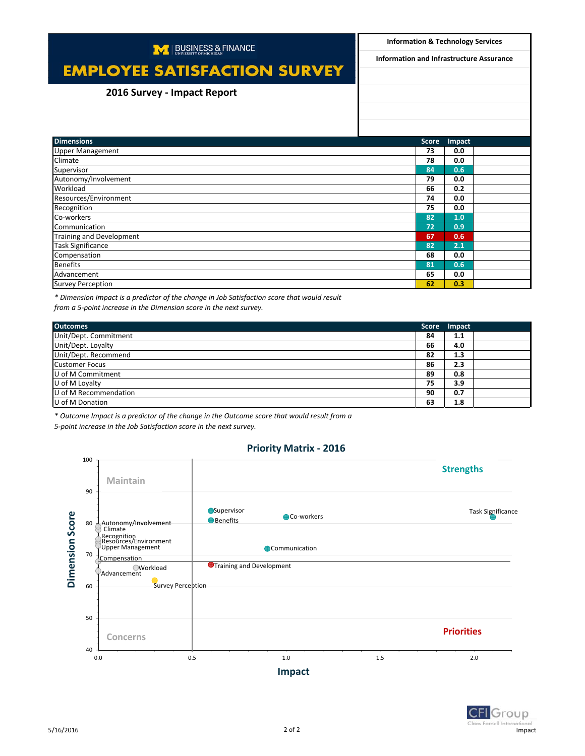BUSINESS & FINANCE
UNIVERSITY OF MICHIGAN

# EMPLOYEE SATISFACTION SURVEY

## 2016 Survey - Impact Report

**Information & Technology Services**

**Information and Infrastructure Assurance**

| Dimensions | Score | Impact |
|---|---|---|
| Upper Management | 73 | 0.0 |
| Climate | 78 | 0.0 |
| Supervisor | 84 | 0.6 |
| Autonomy/Involvement | 79 | 0.0 |
| Workload | 66 | 0.2 |
| Resources/Environment | 74 | 0.0 |
| Recognition | 75 | 0.0 |
| Co-workers | 82 | 1.0 |
| Communication | 72 | 0.9 |
| Training and Development | 67 | 0.6 |
| Task Significance | 82 | 2.1 |
| Compensation | 68 | 0.0 |
| Benefits | 81 | 0.6 |
| Advancement | 65 | 0.0 |
| Survey Perception | 62 | 0.3 |

*\* Dimension Impact is a predictor of the change in Job Satisfaction score that would result from a 5-point increase in the Dimension score in the next survey.*

| Outcomes | Score | Impact |
|---|---|---|
| Unit/Dept. Commitment | 84 | 1.1 |
| Unit/Dept. Loyalty | 66 | 4.0 |
| Unit/Dept. Recommend | 82 | 1.3 |
| Customer Focus | 86 | 2.3 |
| U of M Commitment | 89 | 0.8 |
| U of M Loyalty | 75 | 3.9 |
| U of M Recommendation | 90 | 0.7 |
| U of M Donation | 63 | 1.8 |

*\* Outcome Impact is a predictor of the change in the Outcome score that would result from a 5-point increase in the Job Satisfaction score in the next survey.*

### Priority Matrix - 2016

Maintain
Strengths
Concerns
Priorities

Supervisor
Benefits
Co-workers
Task Significance
Autonomy/Involvement
Climate
Recognition
Resources/Environment
Upper Management
Communication
Compensation
Workload
Advancement
Training and Development
Survey Perception

Dimension Score: 40, 50, 60, 70, 80, 90, 100

Impact: 0.0, 0.5, 1.0, 1.5, 2.0

5/16/2016

CFI Group
Claes Fornell International
Impact